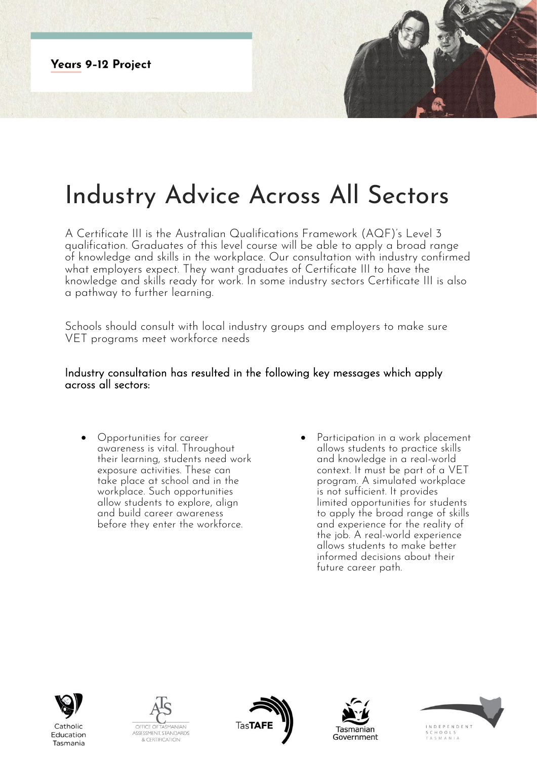**Years 9-12 Project**

# Industry Advice Across All Sectors

A Certificate III is the Australian Qualifications Framework (AQF)'s Level 3 qualification. Graduates of this level course will be able to apply a broad range of knowledge and skills in the workplace. Our consultation with industry confirmed what employers expect. They want graduates of Certificate III to have the knowledge and skills ready for work. In some industry sectors Certificate III is also a pathway to further learning.

Schools should consult with local industry groups and employers to make sure VET programs meet workforce needs

Industry consultation has resulted in the following key messages which apply across all sectors:

- Opportunities for career awareness is vital. Throughout their learning, students need work exposure activities. These can take place at school and in the workplace. Such opportunities allow students to explore, align and build career awareness before they enter the workforce.
- Participation in a work placement allows students to practice skills and knowledge in a real-world context. It must be part of a VET program. A simulated workplace is not sufficient. It provides limited opportunities for students to apply the broad range of skills and experience for the reality of the job. A real-world experience allows students to make better informed decisions about their future career path.

Catholic Education Tasmania | Office of Tasmanian Assessment, Standards & Certification | TasTAFE | Tasmanian Government | Independent Schools Tasmania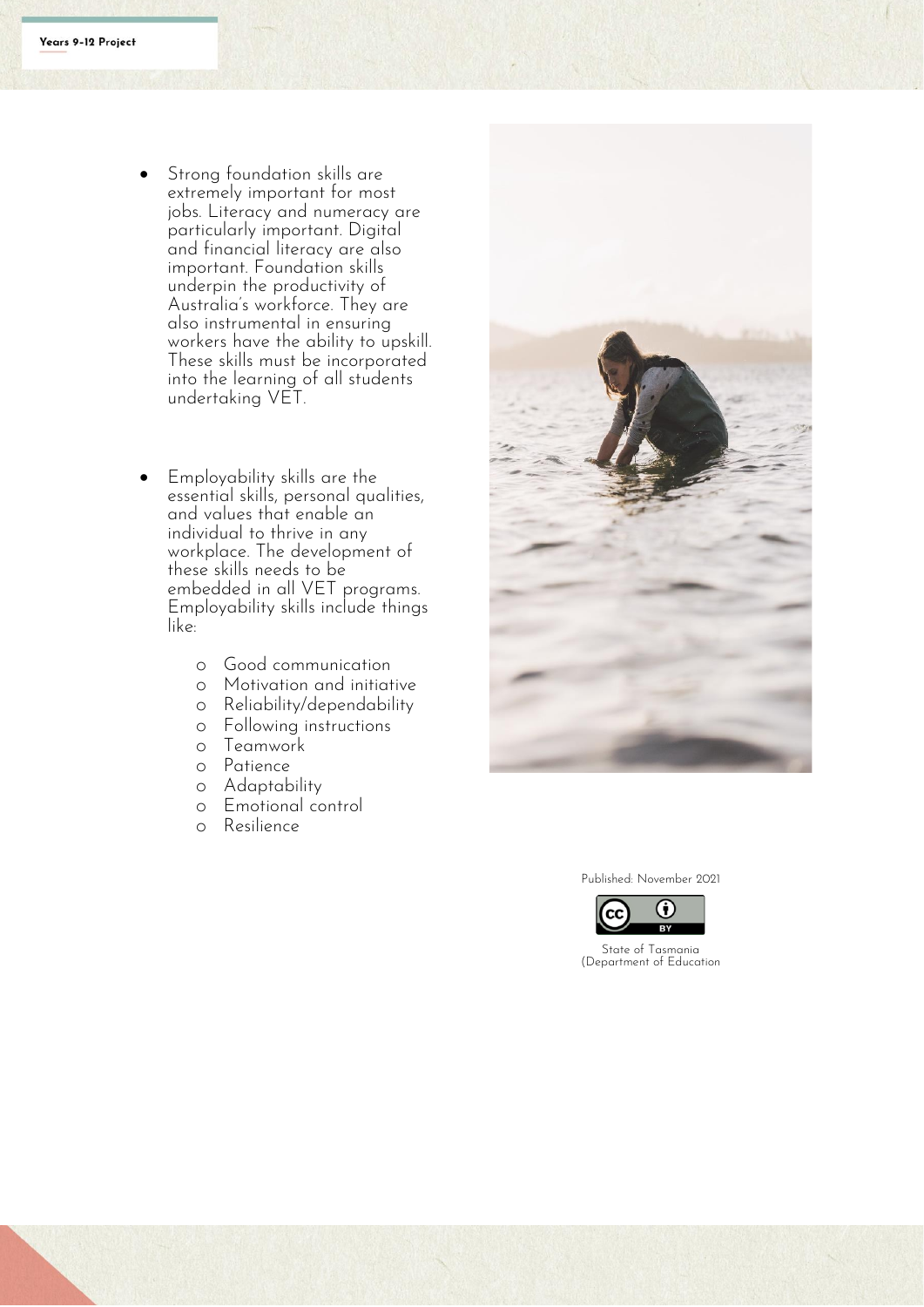- Strong foundation skills are extremely important for most jobs. Literacy and numeracy are particularly important. Digital and financial literacy are also important. Foundation skills underpin the productivity of Australia's workforce. They are also instrumental in ensuring workers have the ability to upskill. These skills must be incorporated into the learning of all students undertaking VET.

- Employability skills are the essential skills, personal qualities, and values that enable an individual to thrive in any workplace. The development of these skills needs to be embedded in all VET programs. Employability skills include things like:
    - Good communication
    - Motivation and initiative
    - Reliability/dependability
    - Following instructions
    - Teamwork
    - Patience
    - Adaptability
    - Emotional control
    - Resilience

Published: November 2021

State of Tasmania
(Department of Education